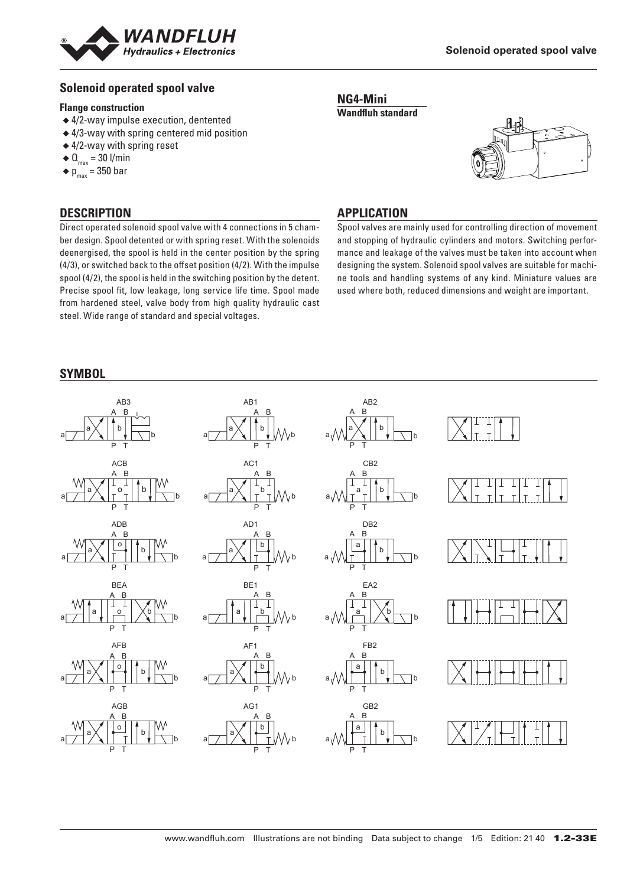## Solenoid operated spool valve

**Flange construction**

- 4/2-way impulse execution, dentented
- 4/3-way with spring centered mid position
- 4/2-way with spring reset
- $Q_{max}$ = 30 l/min
- $p_{max}$ = 350 bar

**NG4-Mini**
**Wandfluh standard**

## DESCRIPTION

Direct operated solenoid spool valve with 4 connections in 5 chamber design. Spool detented or with spring reset. With the solenoids deenergised, the spool is held in the center position by the spring (4/3), or switched back to the offset position (4/2). With the impulse spool (4/2), the spool is held in the switching position by the detent. Precise spool fit, low leakage, long service life time. Spool made from hardened steel, valve body from high quality hydraulic cast steel. Wide range of standard and special voltages.

## APPLICATION

Spool valves are mainly used for controlling direction of movement and stopping of hydraulic cylinders and motors. Switching performance and leakage of the valves must be taken into account when designing the system. Solenoid spool valves are suitable for machine tools and handling systems of any kind. Miniature values are used where both, reduced dimensions and weight are important.

## SYMBOL

AB3, AB1, AB2

ACB, AC1, CB2

ADB, AD1, DB2

BEA, BE1, EA2

AFB, AF1, FB2

AGB, AG1, GB2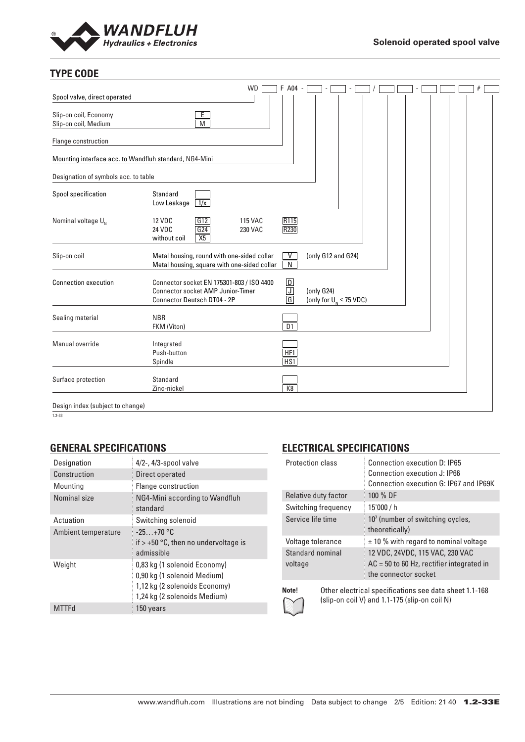## TYPE CODE

WD [ ] F A04 - [ ] - [ ] - [ ] / [ ] [ ] - [ ] [ ] [ ] # [ ]

| | | |
|---|---|---|
| Spool valve, direct operated | | |
| Slip-on coil, Economy | E | |
| Slip-on coil, Medium | M | |
| Flange construction | | |
| Mounting interface acc. to Wandfluh standard, NG4-Mini | | |
| Designation of symbols acc. to table | | |
| Spool specification | Standard | |
| | Low Leakage | 1/x |
| Nominal voltage $U_N$ | 12 VDC | G12 |
| | 24 VDC | G24 |
| | 115 VAC | R115 |
| | 230 VAC | R230 |
| | without coil | X5 |
| Slip-on coil | Metal housing, round with one-sided collar | V (only G12 and G24) |
| | Metal housing, square with one-sided collar | N |
| Connection execution | Connector socket EN 175301-803 / ISO 4400 | D |
| | Connector socket AMP Junior-Timer | J (only G24) |
| | Connector Deutsch DT04 - 2P | G (only for $U_N \leq 75$ VDC) |
| Sealing material | NBR | |
| | FKM (Viton) | D1 |
| Manual override | Integrated | |
| | Push-button | HF1 |
| | Spindle | HS1 |
| Surface protection | Standard | |
| | Zinc-nickel | K8 |
| Design index (subject to change) | | |

1.2-33

## GENERAL SPECIFICATIONS

| | |
|---|---|
| Designation | 4/2-, 4/3-spool valve |
| Construction | Direct operated |
| Mounting | Flange construction |
| Nominal size | NG4-Mini according to Wandfluh standard |
| Actuation | Switching solenoid |
| Ambient temperature | -25…+70 °C<br>if > +50 °C, then no undervoltage is admissible |
| Weight | 0,83 kg (1 solenoid Economy)<br>0,90 kg (1 solenoid Medium)<br>1,12 kg (2 solenoids Economy)<br>1,24 kg (2 solenoids Medium) |
| MTTFd | 150 years |

## ELECTRICAL SPECIFICATIONS

| | |
|---|---|
| Protection class | Connection execution D: IP65<br>Connection execution J: IP66<br>Connection execution G: IP67 and IP69K |
| Relative duty factor | 100 % DF |
| Switching frequency | 15'000 / h |
| Service life time | $10^7$ (number of switching cycles, theoretically) |
| Voltage tolerance | ± 10 % with regard to nominal voltage |
| Standard nominal voltage | 12 VDC, 24VDC, 115 VAC, 230 VAC<br>AC = 50 to 60 Hz, rectifier integrated in the connector socket |

**Note!** Other electrical specifications see data sheet 1.1-168 (slip-on coil V) and 1.1-175 (slip-on coil N)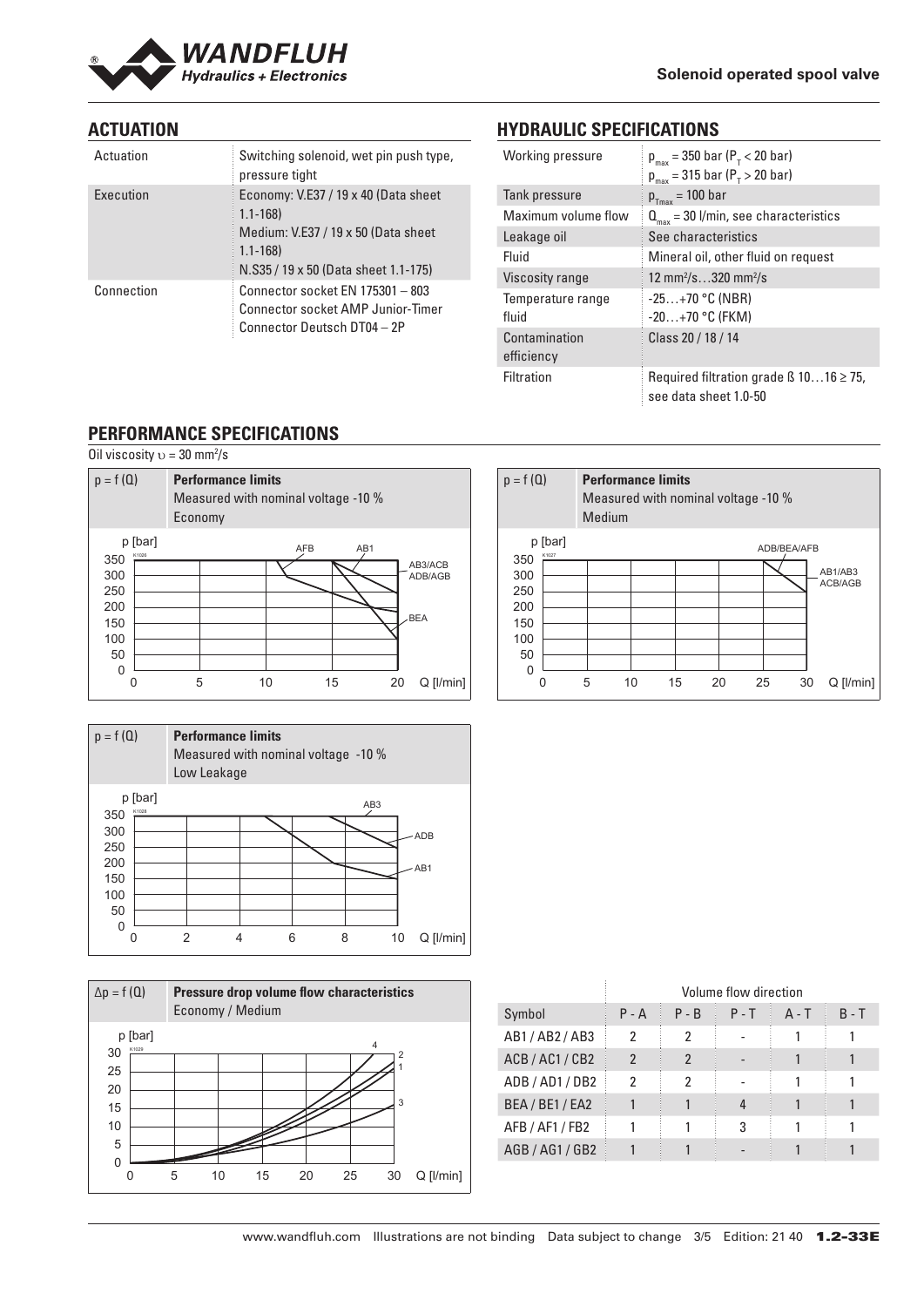## ACTUATION

| | |
|---|---|
| Actuation | Switching solenoid, wet pin push type, pressure tight |
| Execution | Economy: V.E37 / 19 x 40 (Data sheet 1.1-168)<br>Medium: V.E37 / 19 x 50 (Data sheet 1.1-168)<br>N.S35 / 19 x 50 (Data sheet 1.1-175) |
| Connection | Connector socket EN 175301 – 803<br>Connector socket AMP Junior-Timer<br>Connector Deutsch DT04 – 2P |

## HYDRAULIC SPECIFICATIONS

| | |
|---|---|
| Working pressure | $p_{max}$ = 350 bar ($P_T$ < 20 bar)<br>$p_{max}$ = 315 bar ($P_T$ > 20 bar) |
| Tank pressure | $p_{T max}$ = 100 bar |
| Maximum volume flow | $Q_{max}$ = 30 l/min, see characteristics |
| Leakage oil | See characteristics |
| Fluid | Mineral oil, other fluid on request |
| Viscosity range | 12 mm²/s…320 mm²/s |
| Temperature range fluid | -25…+70 °C (NBR)<br>-20…+70 °C (FKM) |
| Contamination efficiency | Class 20 / 18 / 14 |
| Filtration | Required filtration grade ß 10…16 ≥ 75, see data sheet 1.0-50 |

## PERFORMANCE SPECIFICATIONS

Oil viscosity $\upsilon$ = 30 mm²/s

$p = f(Q)$ **Performance limits** Measured with nominal voltage -10 % Economy

$p = f(Q)$ **Performance limits** Measured with nominal voltage -10 % Medium

$p = f(Q)$ **Performance limits** Measured with nominal voltage -10 % Low Leakage

$\Delta p = f(Q)$ **Pressure drop volume flow characteristics** Economy / Medium

| | Volume flow direction | | | | |
|---|---|---|---|---|---|
| Symbol | P - A | P - B | P - T | A - T | B - T |
| AB1 / AB2 / AB3 | 2 | 2 | - | 1 | 1 |
| ACB / AC1 / CB2 | 2 | 2 | - | 1 | 1 |
| ADB / AD1 / DB2 | 2 | 2 | - | 1 | 1 |
| BEA / BE1 / EA2 | 1 | 1 | 4 | 1 | 1 |
| AFB / AF1 / FB2 | 1 | 1 | 3 | 1 | 1 |
| AGB / AG1 / GB2 | 1 | 1 | - | 1 | 1 |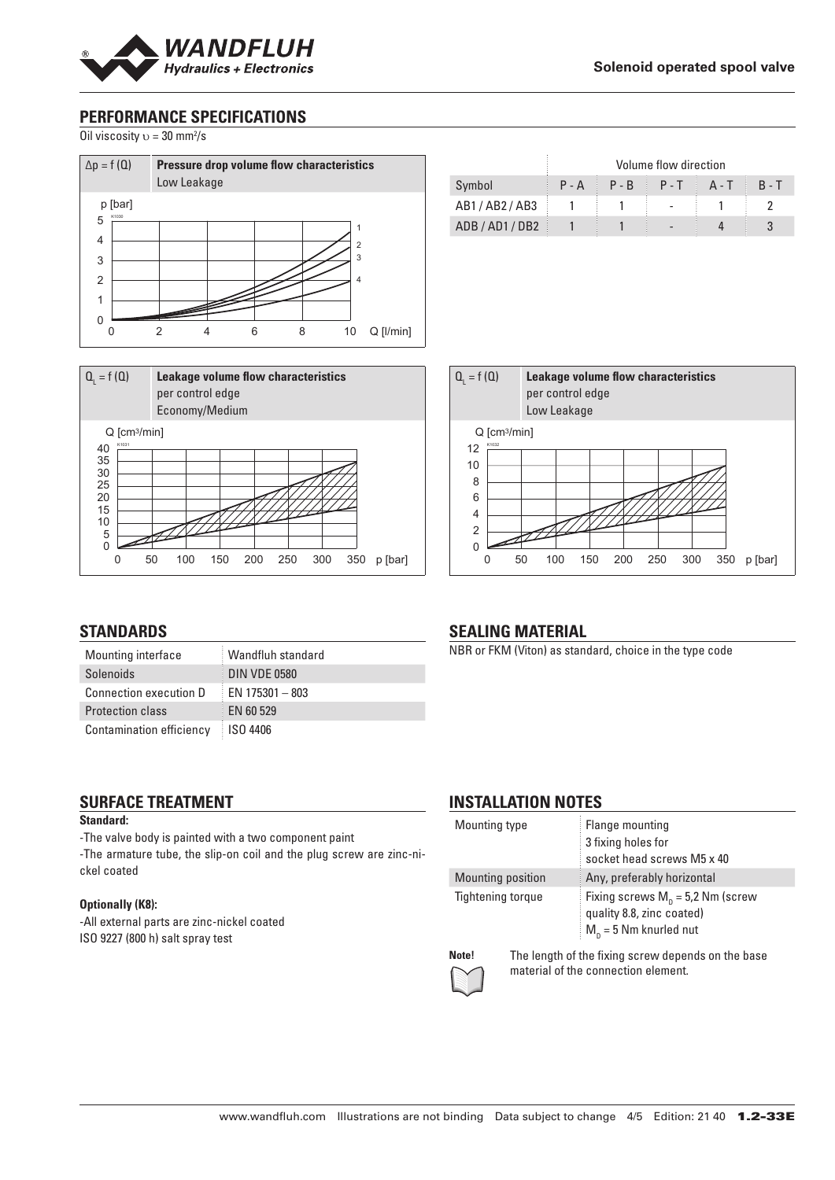## PERFORMANCE SPECIFICATIONS

Oil viscosity $\upsilon = 30$ mm²/s

$\Delta p = f(Q)$ **Pressure drop volume flow characteristics** Low Leakage

|  | Volume flow direction | | | | |
|---|---|---|---|---|---|
| Symbol | P - A | P - B | P - T | A - T | B - T |
| AB1 / AB2 / AB3 | 1 | 1 | - | 1 | 2 |
| ADB / AD1 / DB2 | 1 | 1 | - | 4 | 3 |

$Q_L = f(Q)$ **Leakage volume flow characteristics** per control edge Economy/Medium

$Q_L = f(Q)$ **Leakage volume flow characteristics** per control edge Low Leakage

## STANDARDS

| Mounting interface | Wandfluh standard |
|---|---|
| Solenoids | DIN VDE 0580 |
| Connection execution D | EN 175301 – 803 |
| Protection class | EN 60 529 |
| Contamination efficiency | ISO 4406 |

## SEALING MATERIAL

NBR or FKM (Viton) as standard, choice in the type code

## SURFACE TREATMENT

**Standard:**

-The valve body is painted with a two component paint

-The armature tube, the slip-on coil and the plug screw are zinc-nickel coated

**Optionally (K8):**

-All external parts are zinc-nickel coated

ISO 9227 (800 h) salt spray test

## INSTALLATION NOTES

| Mounting type | Flange mounting 3 fixing holes for socket head screws M5 x 40 |
|---|---|
| Mounting position | Any, preferably horizontal |
| Tightening torque | Fixing screws $M_D = 5{,}2$ Nm (screw quality 8.8, zinc coated) $M_D = 5$ Nm knurled nut |

**Note!** The length of the fixing screw depends on the base material of the connection element.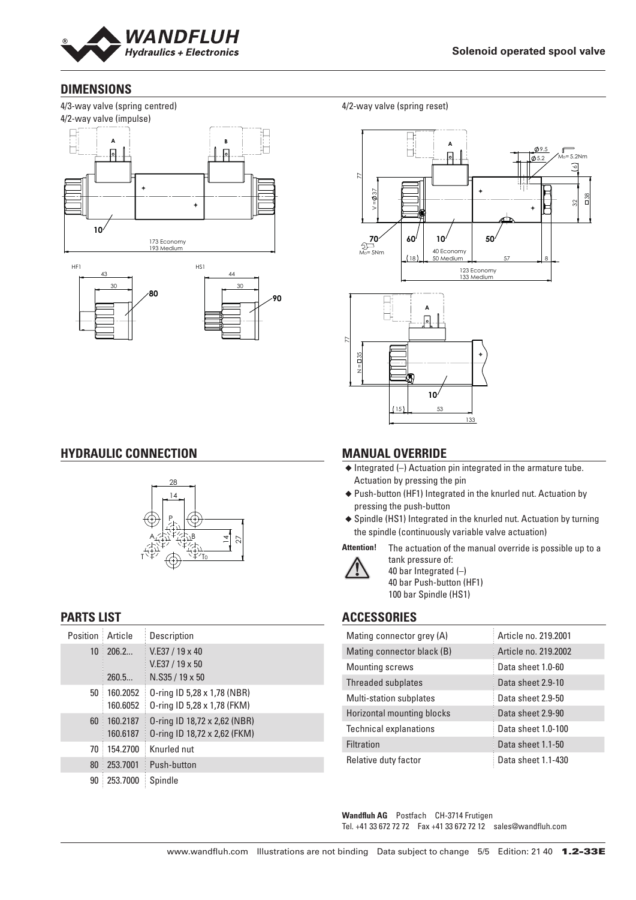## DIMENSIONS

4/3-way valve (spring centred)
4/2-way valve (impulse)

A
B
10
173 Economy
193 Medium

HF1
43
30
80

HS1
44
30
90

4/2-way valve (spring reset)

A
77
V = Ø37
Ø9.5
Ø5.2
MD= 5.2Nm
(6)
32
□38
70
MD= 5Nm
60
10
50
(18)
40 Economy
50 Medium
57
8
123 Economy
133 Medium

A
77
N = □35
10
(15)
53
133

## HYDRAULIC CONNECTION

28
14
P
A
B
T
T0
14
27

## PARTS LIST

| Position | Article | Description |
|---|---|---|
| 10 | 206.2...<br>260.5... | V.E37 / 19 x 40<br>V.E37 / 19 x 50<br>N.S35 / 19 x 50 |
| 50 | 160.2052<br>160.6052 | O-ring ID 5,28 x 1,78 (NBR)<br>O-ring ID 5,28 x 1,78 (FKM) |
| 60 | 160.2187<br>160.6187 | O-ring ID 18,72 x 2,62 (NBR)<br>O-ring ID 18,72 x 2,62 (FKM) |
| 70 | 154.2700 | Knurled nut |
| 80 | 253.7001 | Push-button |
| 90 | 253.7000 | Spindle |

## MANUAL OVERRIDE

- Integrated (–) Actuation pin integrated in the armature tube. Actuation by pressing the pin
- Push-button (HF1) Integrated in the knurled nut. Actuation by pressing the push-button
- Spindle (HS1) Integrated in the knurled nut. Actuation by turning the spindle (continuously variable valve actuation)

**Attention!** The actuation of the manual override is possible up to a tank pressure of:
40 bar Integrated (–)
40 bar Push-button (HF1)
100 bar Spindle (HS1)

## ACCESSORIES

| | |
|---|---|
| Mating connector grey (A) | Article no. 219.2001 |
| Mating connector black (B) | Article no. 219.2002 |
| Mounting screws | Data sheet 1.0-60 |
| Threaded subplates | Data sheet 2.9-10 |
| Multi-station subplates | Data sheet 2.9-50 |
| Horizontal mounting blocks | Data sheet 2.9-90 |
| Technical explanations | Data sheet 1.0-100 |
| Filtration | Data sheet 1.1-50 |
| Relative duty factor | Data sheet 1.1-430 |

**Wandfluh AG** Postfach CH-3714 Frutigen
Tel. +41 33 672 72 72 Fax +41 33 672 72 12 sales@wandfluh.com